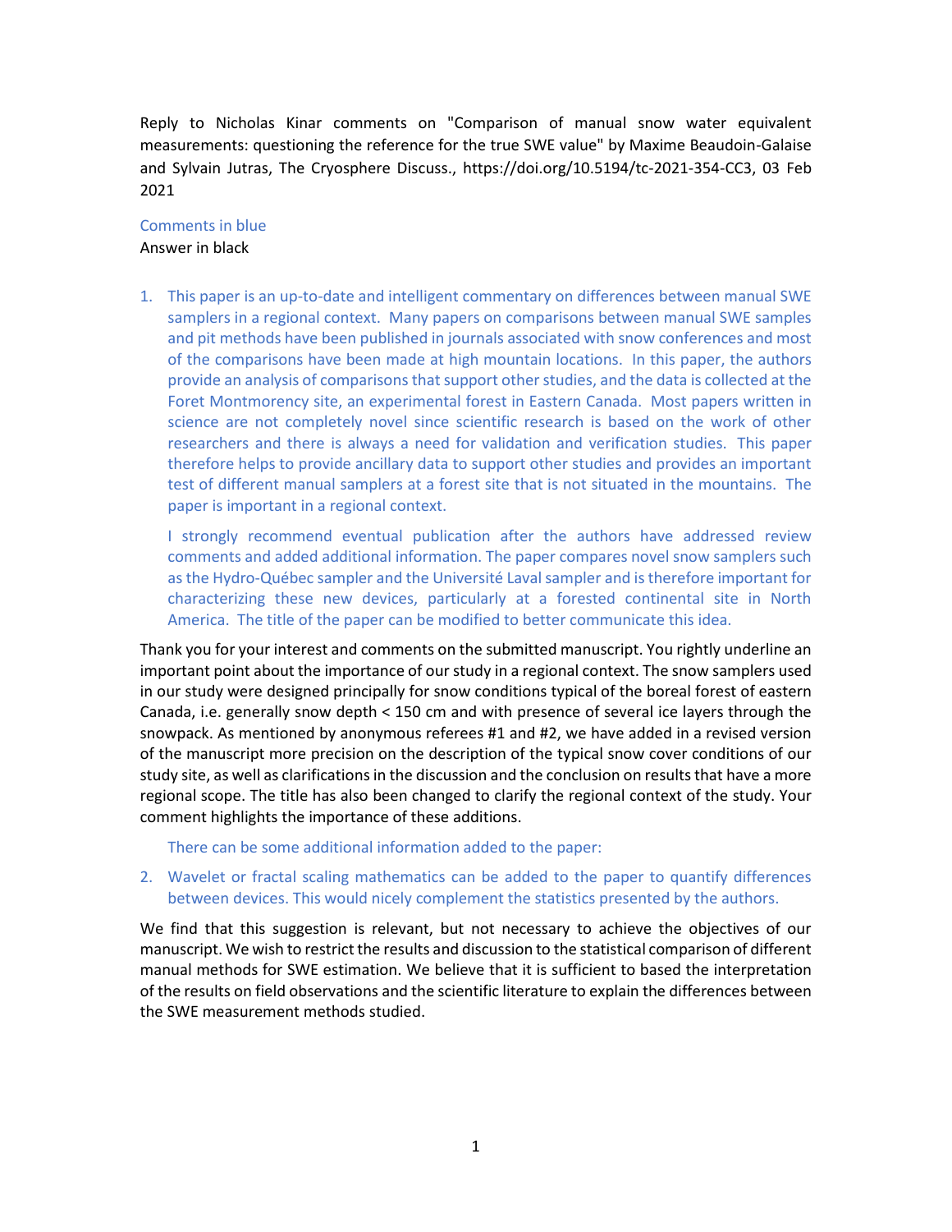Reply to Nicholas Kinar comments on "Comparison of manual snow water equivalent measurements: questioning the reference for the true SWE value" by Maxime Beaudoin-Galaise and Sylvain Jutras, The Cryosphere Discuss., https://doi.org/10.5194/tc-2021-354-CC3, 03 Feb 2021

Comments in blue
Answer in black

1. This paper is an up-to-date and intelligent commentary on differences between manual SWE samplers in a regional context. Many papers on comparisons between manual SWE samples and pit methods have been published in journals associated with snow conferences and most of the comparisons have been made at high mountain locations. In this paper, the authors provide an analysis of comparisons that support other studies, and the data is collected at the Foret Montmorency site, an experimental forest in Eastern Canada. Most papers written in science are not completely novel since scientific research is based on the work of other researchers and there is always a need for validation and verification studies. This paper therefore helps to provide ancillary data to support other studies and provides an important test of different manual samplers at a forest site that is not situated in the mountains. The paper is important in a regional context.

   I strongly recommend eventual publication after the authors have addressed review comments and added additional information. The paper compares novel snow samplers such as the Hydro-Québec sampler and the Université Laval sampler and is therefore important for characterizing these new devices, particularly at a forested continental site in North America. The title of the paper can be modified to better communicate this idea.

Thank you for your interest and comments on the submitted manuscript. You rightly underline an important point about the importance of our study in a regional context. The snow samplers used in our study were designed principally for snow conditions typical of the boreal forest of eastern Canada, i.e. generally snow depth < 150 cm and with presence of several ice layers through the snowpack. As mentioned by anonymous referees #1 and #2, we have added in a revised version of the manuscript more precision on the description of the typical snow cover conditions of our study site, as well as clarifications in the discussion and the conclusion on results that have a more regional scope. The title has also been changed to clarify the regional context of the study. Your comment highlights the importance of these additions.

   There can be some additional information added to the paper:

2. Wavelet or fractal scaling mathematics can be added to the paper to quantify differences between devices. This would nicely complement the statistics presented by the authors.

We find that this suggestion is relevant, but not necessary to achieve the objectives of our manuscript. We wish to restrict the results and discussion to the statistical comparison of different manual methods for SWE estimation. We believe that it is sufficient to based the interpretation of the results on field observations and the scientific literature to explain the differences between the SWE measurement methods studied.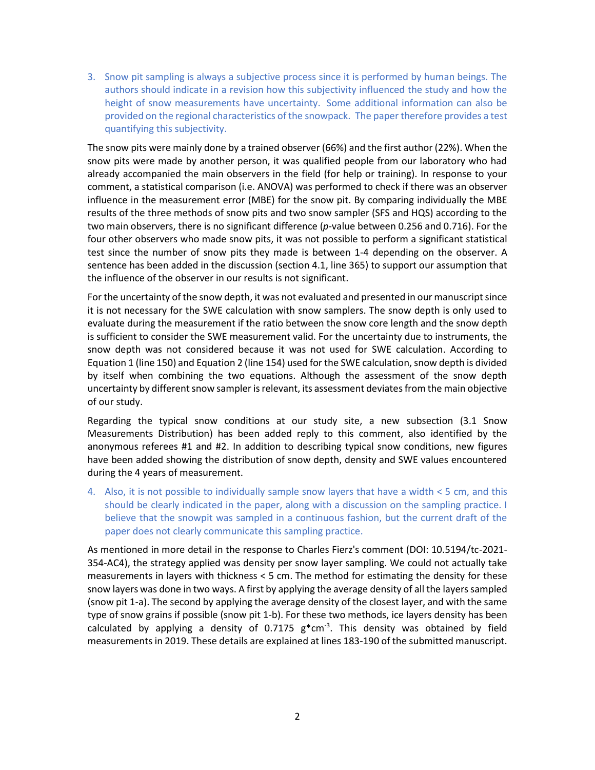3. Snow pit sampling is always a subjective process since it is performed by human beings. The authors should indicate in a revision how this subjectivity influenced the study and how the height of snow measurements have uncertainty. Some additional information can also be provided on the regional characteristics of the snowpack. The paper therefore provides a test quantifying this subjectivity.

The snow pits were mainly done by a trained observer (66%) and the first author (22%). When the snow pits were made by another person, it was qualified people from our laboratory who had already accompanied the main observers in the field (for help or training). In response to your comment, a statistical comparison (i.e. ANOVA) was performed to check if there was an observer influence in the measurement error (MBE) for the snow pit. By comparing individually the MBE results of the three methods of snow pits and two snow sampler (SFS and HQS) according to the two main observers, there is no significant difference ($p$-value between 0.256 and 0.716). For the four other observers who made snow pits, it was not possible to perform a significant statistical test since the number of snow pits they made is between 1-4 depending on the observer. A sentence has been added in the discussion (section 4.1, line 365) to support our assumption that the influence of the observer in our results is not significant.

For the uncertainty of the snow depth, it was not evaluated and presented in our manuscript since it is not necessary for the SWE calculation with snow samplers. The snow depth is only used to evaluate during the measurement if the ratio between the snow core length and the snow depth is sufficient to consider the SWE measurement valid. For the uncertainty due to instruments, the snow depth was not considered because it was not used for SWE calculation. According to Equation 1 (line 150) and Equation 2 (line 154) used for the SWE calculation, snow depth is divided by itself when combining the two equations. Although the assessment of the snow depth uncertainty by different snow sampler is relevant, its assessment deviates from the main objective of our study.

Regarding the typical snow conditions at our study site, a new subsection (3.1 Snow Measurements Distribution) has been added reply to this comment, also identified by the anonymous referees #1 and #2. In addition to describing typical snow conditions, new figures have been added showing the distribution of snow depth, density and SWE values encountered during the 4 years of measurement.

4. Also, it is not possible to individually sample snow layers that have a width < 5 cm, and this should be clearly indicated in the paper, along with a discussion on the sampling practice. I believe that the snowpit was sampled in a continuous fashion, but the current draft of the paper does not clearly communicate this sampling practice.

As mentioned in more detail in the response to Charles Fierz's comment (DOI: 10.5194/tc-2021-354-AC4), the strategy applied was density per snow layer sampling. We could not actually take measurements in layers with thickness < 5 cm. The method for estimating the density for these snow layers was done in two ways. A first by applying the average density of all the layers sampled (snow pit 1-a). The second by applying the average density of the closest layer, and with the same type of snow grains if possible (snow pit 1-b). For these two methods, ice layers density has been calculated by applying a density of 0.7175 $g*cm^{-3}$. This density was obtained by field measurements in 2019. These details are explained at lines 183-190 of the submitted manuscript.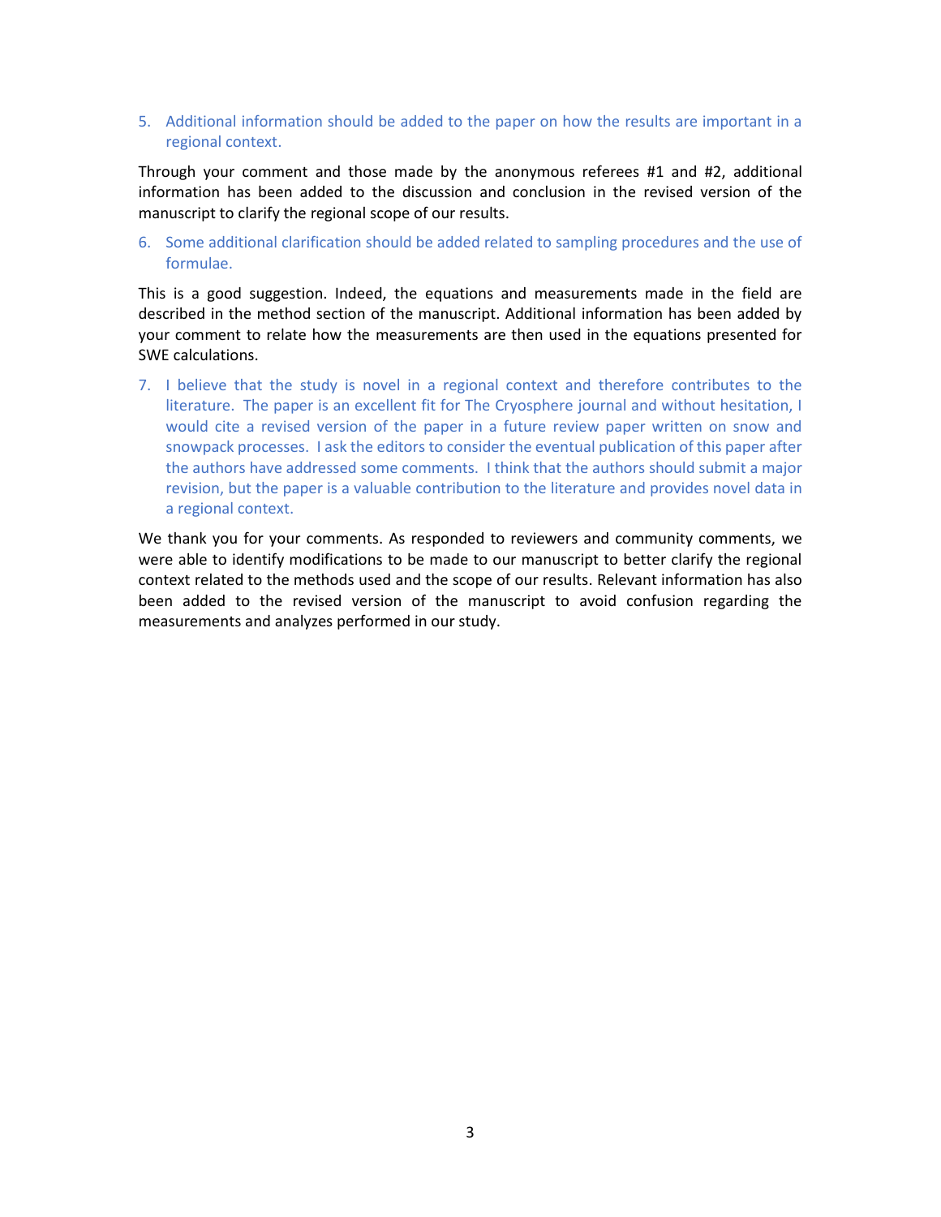5. Additional information should be added to the paper on how the results are important in a regional context.

Through your comment and those made by the anonymous referees #1 and #2, additional information has been added to the discussion and conclusion in the revised version of the manuscript to clarify the regional scope of our results.

6. Some additional clarification should be added related to sampling procedures and the use of formulae.

This is a good suggestion. Indeed, the equations and measurements made in the field are described in the method section of the manuscript. Additional information has been added by your comment to relate how the measurements are then used in the equations presented for SWE calculations.

7. I believe that the study is novel in a regional context and therefore contributes to the literature. The paper is an excellent fit for The Cryosphere journal and without hesitation, I would cite a revised version of the paper in a future review paper written on snow and snowpack processes. I ask the editors to consider the eventual publication of this paper after the authors have addressed some comments. I think that the authors should submit a major revision, but the paper is a valuable contribution to the literature and provides novel data in a regional context.

We thank you for your comments. As responded to reviewers and community comments, we were able to identify modifications to be made to our manuscript to better clarify the regional context related to the methods used and the scope of our results. Relevant information has also been added to the revised version of the manuscript to avoid confusion regarding the measurements and analyzes performed in our study.